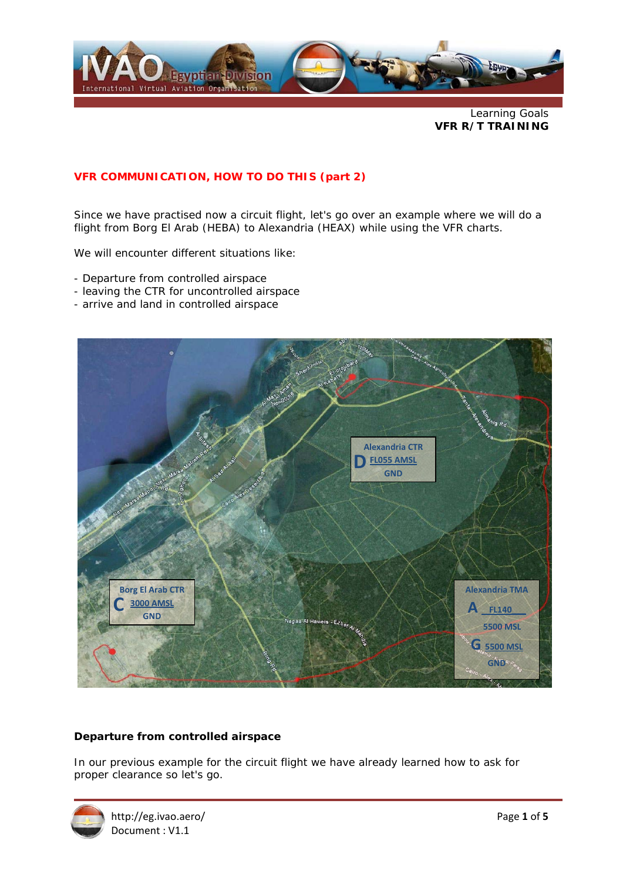Learning Goals
**VFR R/T TRAINING**

## VFR COMMUNICATION, HOW TO DO THIS (part 2)

Since we have practised now a circuit flight, let's go over an example where we will do a flight from Borg El Arab (HEBA) to Alexandria (HEAX) while using the VFR charts.

We will encounter different situations like:

- Departure from controlled airspace
- leaving the CTR for uncontrolled airspace
- arrive and land in controlled airspace

### Departure from controlled airspace

In our previous example for the circuit flight we have already learned how to ask for proper clearance so let's go.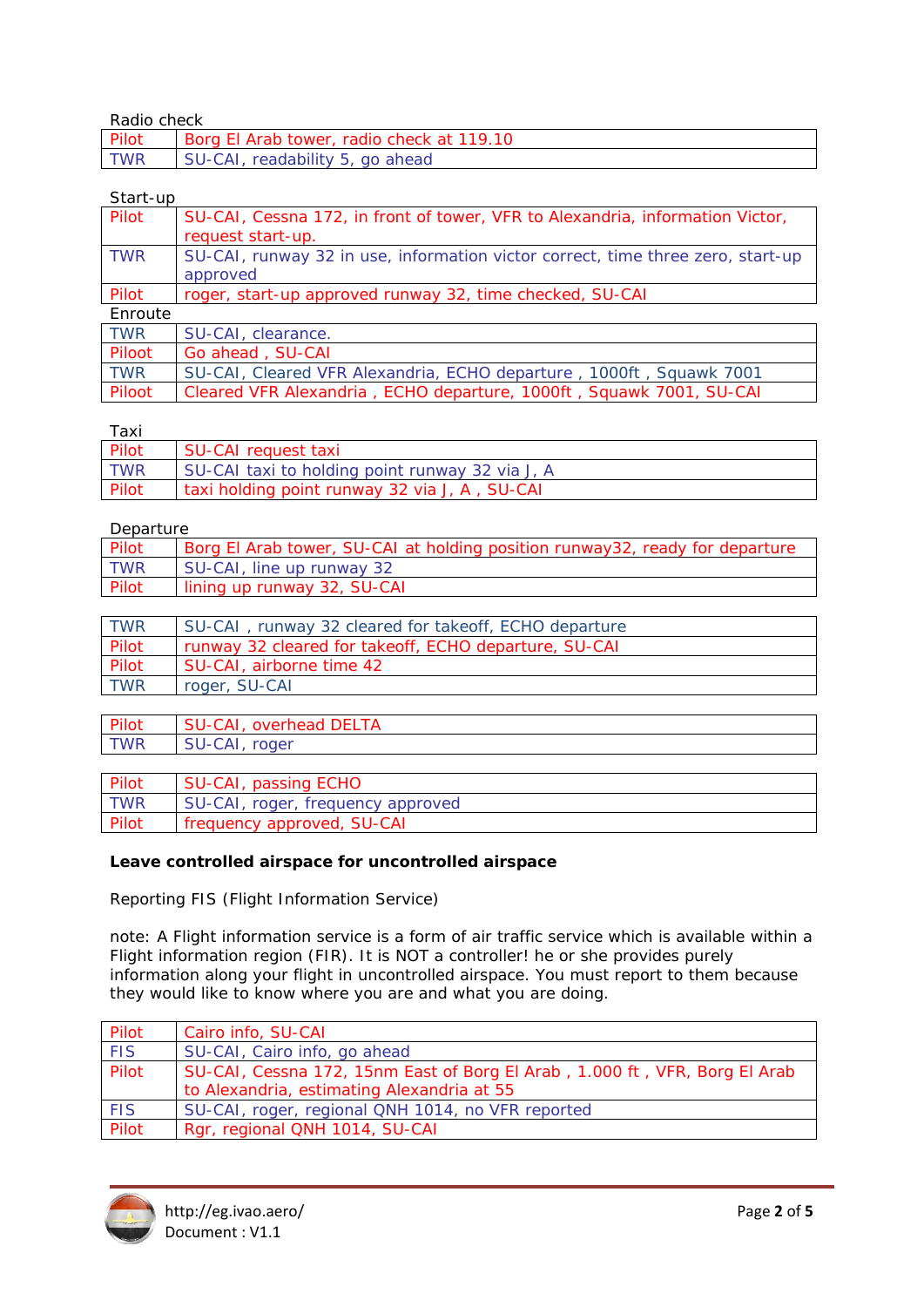Radio check

| | |
|---|---|
| Pilot | Borg El Arab tower, radio check at 119.10 |
| TWR | SU-CAI, readability 5, go ahead |

Start-up

| | |
|---|---|
| Pilot | SU-CAI, Cessna 172, in front of tower, VFR to Alexandria, information Victor, request start-up. |
| TWR | SU-CAI, runway 32 in use, information victor correct, time three zero, start-up approved |
| Pilot | roger, start-up approved runway 32, time checked, SU-CAI |

Enroute

| | |
|---|---|
| TWR | SU-CAI, clearance. |
| Piloot | Go ahead , SU-CAI |
| TWR | SU-CAI, Cleared VFR Alexandria, ECHO departure , 1000ft , Squawk 7001 |
| Piloot | Cleared VFR Alexandria , ECHO departure, 1000ft , Squawk 7001, SU-CAI |

Taxi

| | |
|---|---|
| Pilot | SU-CAI request taxi |
| TWR | SU-CAI taxi to holding point runway 32 via J, A |
| Pilot | taxi holding point runway 32 via J, A , SU-CAI |

Departure

| | |
|---|---|
| Pilot | Borg El Arab tower, SU-CAI at holding position runway32, ready for departure |
| TWR | SU-CAI, line up runway 32 |
| Pilot | lining up runway 32, SU-CAI |

| | |
|---|---|
| TWR | SU-CAI , runway 32 cleared for takeoff, ECHO departure |
| Pilot | runway 32 cleared for takeoff, ECHO departure, SU-CAI |
| Pilot | SU-CAI, airborne time 42 |
| TWR | roger, SU-CAI |

| | |
|---|---|
| Pilot | SU-CAI, overhead DELTA |
| TWR | SU-CAI, roger |

| | |
|---|---|
| Pilot | SU-CAI, passing ECHO |
| TWR | SU-CAI, roger, frequency approved |
| Pilot | frequency approved, SU-CAI |

**Leave controlled airspace for uncontrolled airspace**

Reporting FIS (Flight Information Service)

note: A Flight information service is a form of air traffic service which is available within a Flight information region (FIR). It is NOT a controller! he or she provides purely information along your flight in uncontrolled airspace. You must report to them because they would like to know where you are and what you are doing.

| | |
|---|---|
| Pilot | Cairo info, SU-CAI |
| FIS | SU-CAI, Cairo info, go ahead |
| Pilot | SU-CAI, Cessna 172, 15nm East of Borg El Arab , 1.000 ft , VFR, Borg El Arab to Alexandria, estimating Alexandria at 55 |
| FIS | SU-CAI, roger, regional QNH 1014, no VFR reported |
| Pilot | Rgr, regional QNH 1014, SU-CAI |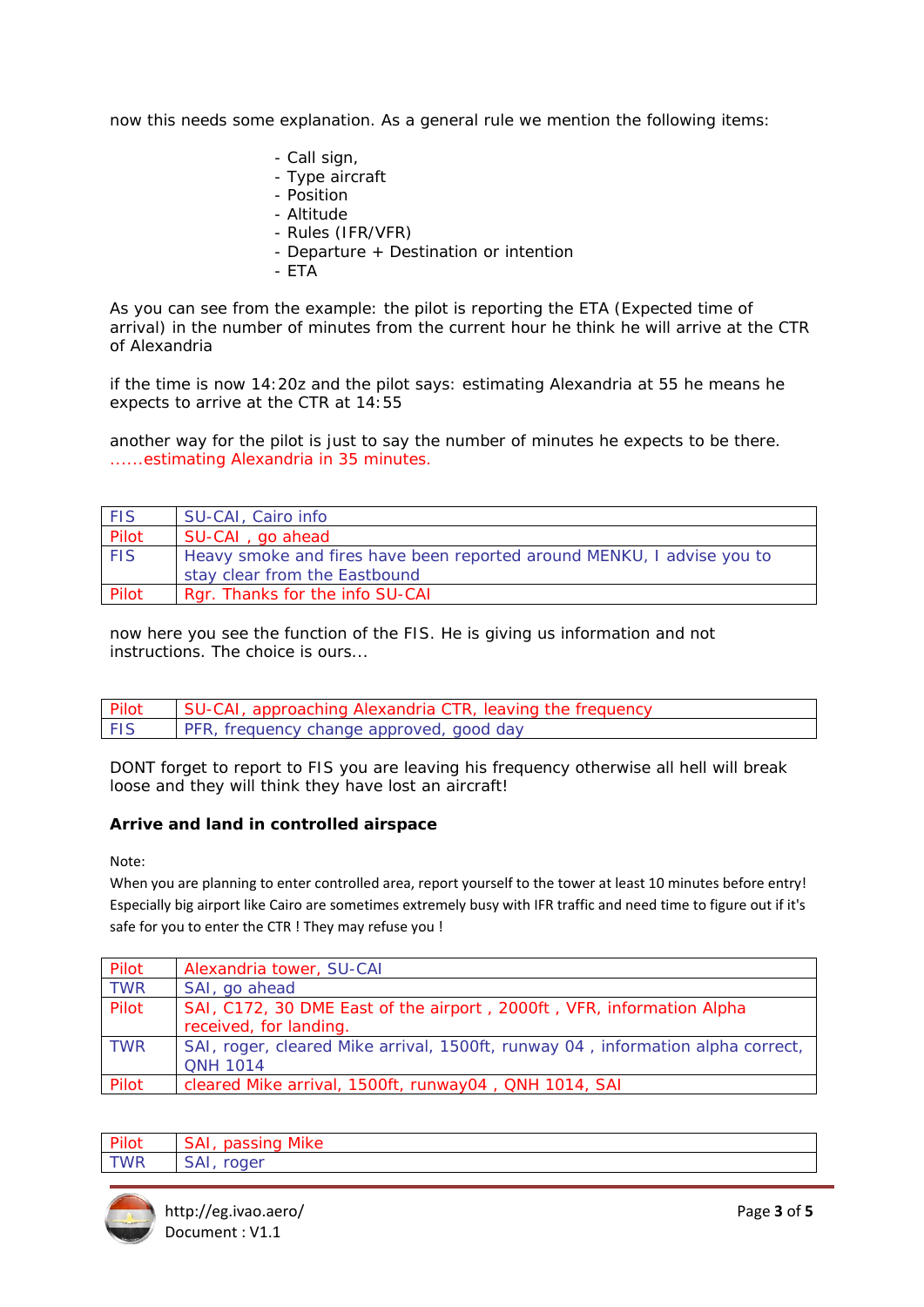now this needs some explanation. As a general rule we mention the following items:

- Call sign,
- Type aircraft
- Position
- Altitude
- Rules (IFR/VFR)
- Departure + Destination or intention
- ETA

As you can see from the example: the pilot is reporting the ETA (Expected time of arrival) in the number of minutes from the current hour he think he will arrive at the CTR of Alexandria

if the time is now 14:20z and the pilot says: estimating Alexandria at 55 he means he expects to arrive at the CTR at 14:55

another way for the pilot is just to say the number of minutes he expects to be there.
......estimating Alexandria in 35 minutes.

| | |
|---|---|
| FIS | SU-CAI, Cairo info |
| Pilot | SU-CAI , go ahead |
| FIS | Heavy smoke and fires have been reported around MENKU, I advise you to stay clear from the Eastbound |
| Pilot | Rgr. Thanks for the info SU-CAI |

now here you see the function of the FIS. He is giving us information and not instructions. The choice is ours...

| | |
|---|---|
| Pilot | SU-CAI, approaching Alexandria CTR, leaving the frequency |
| FIS | PFR, frequency change approved, good day |

DONT forget to report to FIS you are leaving his frequency otherwise all hell will break loose and they will think they have lost an aircraft!

### Arrive and land in controlled airspace

Note:
When you are planning to enter controlled area, report yourself to the tower at least 10 minutes before entry! Especially big airport like Cairo are sometimes extremely busy with IFR traffic and need time to figure out if it's safe for you to enter the CTR ! They may refuse you !

| | |
|---|---|
| Pilot | Alexandria tower, SU-CAI |
| TWR | SAI, go ahead |
| Pilot | SAI, C172, 30 DME East of the airport , 2000ft , VFR, information Alpha received, for landing. |
| TWR | SAI, roger, cleared Mike arrival, 1500ft, runway 04 , information alpha correct, QNH 1014 |
| Pilot | cleared Mike arrival, 1500ft, runway04 , QNH 1014, SAI |

| | |
|---|---|
| Pilot | SAI, passing Mike |
| TWR | SAI, roger |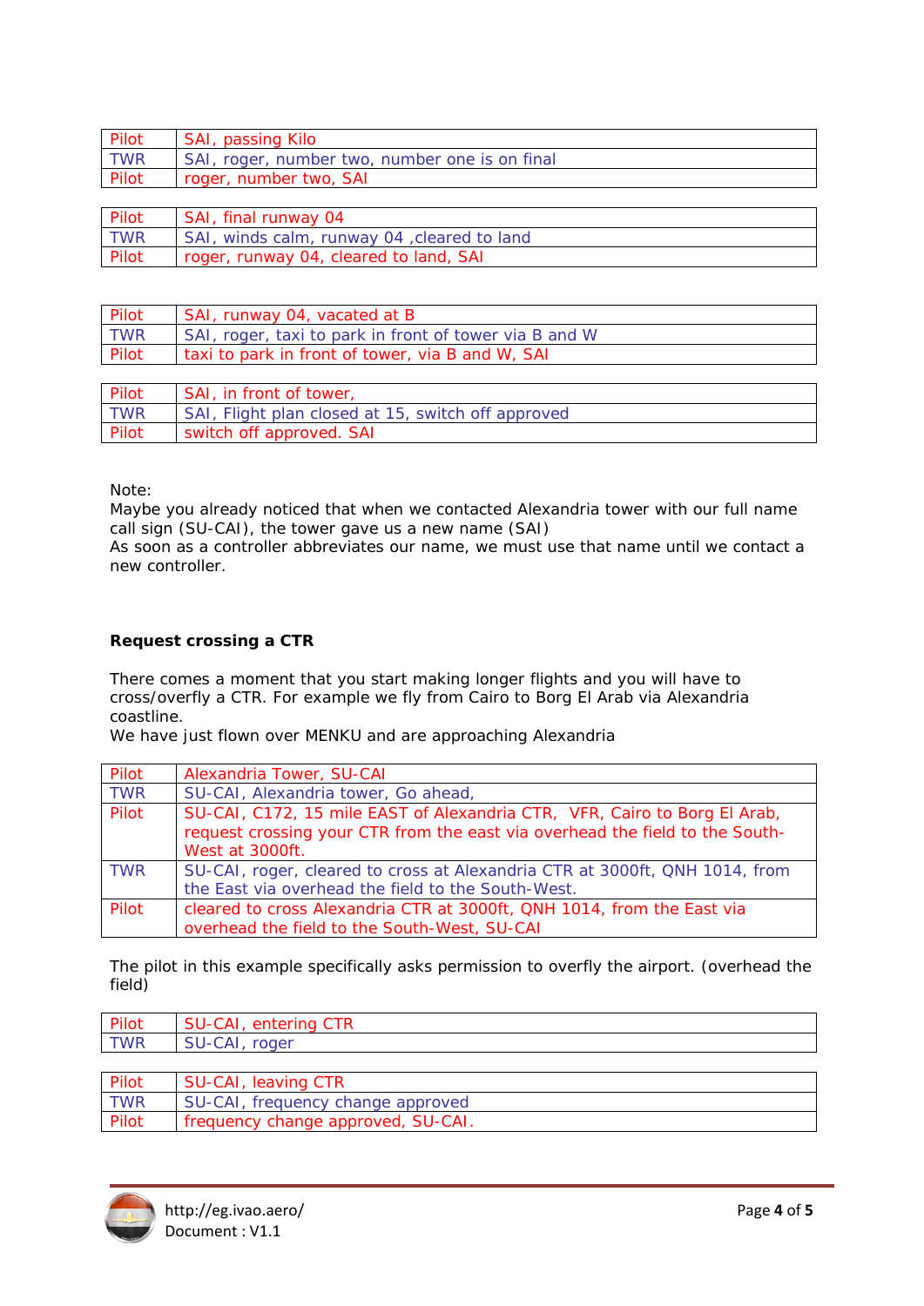| Pilot | SAI, passing Kilo |
|---|---|
| TWR | SAI, roger, number two, number one is on final |
| Pilot | roger, number two, SAI |

| Pilot | SAI, final runway 04 |
|---|---|
| TWR | SAI, winds calm, runway 04 ,cleared to land |
| Pilot | roger, runway 04, cleared to land, SAI |

| Pilot | SAI, runway 04, vacated at B |
|---|---|
| TWR | SAI, roger, taxi to park in front of tower via B and W |
| Pilot | taxi to park in front of tower, via B and W, SAI |

| Pilot | SAI, in front of tower, |
|---|---|
| TWR | SAI, Flight plan closed at 15, switch off approved |
| Pilot | switch off approved. SAI |

Note:
Maybe you already noticed that when we contacted Alexandria tower with our full name call sign (SU-CAI), the tower gave us a new name (SAI)
As soon as a controller abbreviates our name, we must use that name until we contact a new controller.

**Request crossing a CTR**

There comes a moment that you start making longer flights and you will have to cross/overfly a CTR. For example we fly from Cairo to Borg El Arab via Alexandria coastline.
We have just flown over MENKU and are approaching Alexandria

| Pilot | Alexandria Tower, SU-CAI |
|---|---|
| TWR | SU-CAI, Alexandria tower, Go ahead, |
| Pilot | SU-CAI, C172, 15 mile EAST of Alexandria CTR, VFR, Cairo to Borg El Arab, request crossing your CTR from the east via overhead the field to the South-West at 3000ft. |
| TWR | SU-CAI, roger, cleared to cross at Alexandria CTR at 3000ft, QNH 1014, from the East via overhead the field to the South-West. |
| Pilot | cleared to cross Alexandria CTR at 3000ft, QNH 1014, from the East via overhead the field to the South-West, SU-CAI |

The pilot in this example specifically asks permission to overfly the airport. (overhead the field)

| Pilot | SU-CAI, entering CTR |
|---|---|
| TWR | SU-CAI, roger |

| Pilot | SU-CAI, leaving CTR |
|---|---|
| TWR | SU-CAI, frequency change approved |
| Pilot | frequency change approved, SU-CAI. |

http://eg.ivao.aero/
Document : V1.1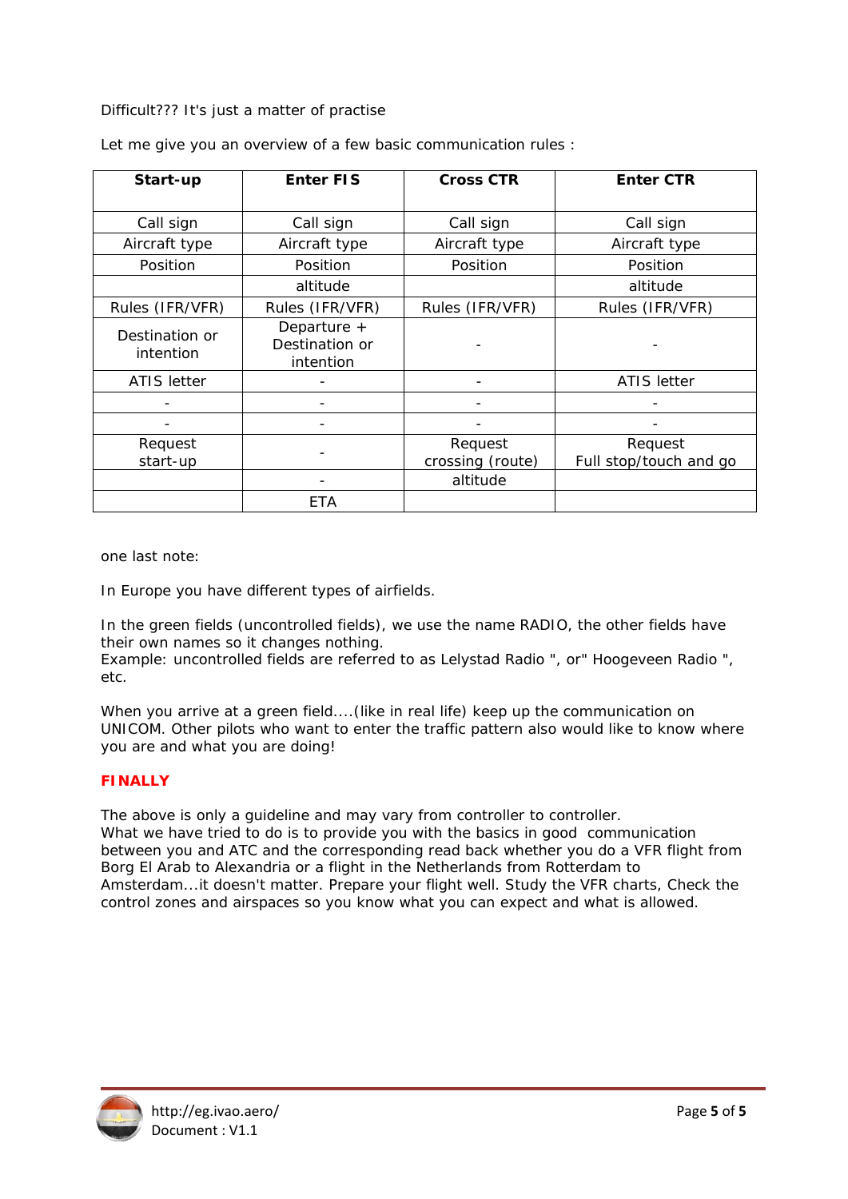Difficult??? It's just a matter of practise

Let me give you an overview of a few basic communication rules :

| Start-up | Enter FIS | Cross CTR | Enter CTR |
|---|---|---|---|
| Call sign | Call sign | Call sign | Call sign |
| Aircraft type | Aircraft type | Aircraft type | Aircraft type |
| Position | Position | Position | Position |
| | altitude | | altitude |
| Rules (IFR/VFR) | Rules (IFR/VFR) | Rules (IFR/VFR) | Rules (IFR/VFR) |
| Destination or intention | Departure + Destination or intention | - | - |
| ATIS letter | - | - | ATIS letter |
| - | - | - | - |
| - | - | - | - |
| Request start-up | - | Request crossing (route) | Request Full stop/touch and go |
| | - | altitude | |
| | ETA | | |

one last note:

In Europe you have different types of airfields.

In the green fields (uncontrolled fields), we use the name RADIO, the other fields have their own names so it changes nothing.
Example: uncontrolled fields are referred to as Lelystad Radio ", or" Hoogeveen Radio ", etc.

When you arrive at a green field....(like in real life) keep up the communication on UNICOM. Other pilots who want to enter the traffic pattern also would like to know where you are and what you are doing!

**FINALLY**

The above is only a guideline and may vary from controller to controller.
What we have tried to do is to provide you with the basics in good communication between you and ATC and the corresponding read back whether you do a VFR flight from Borg El Arab to Alexandria or a flight in the Netherlands from Rotterdam to Amsterdam...it doesn't matter. Prepare your flight well. Study the VFR charts, Check the control zones and airspaces so you know what you can expect and what is allowed.